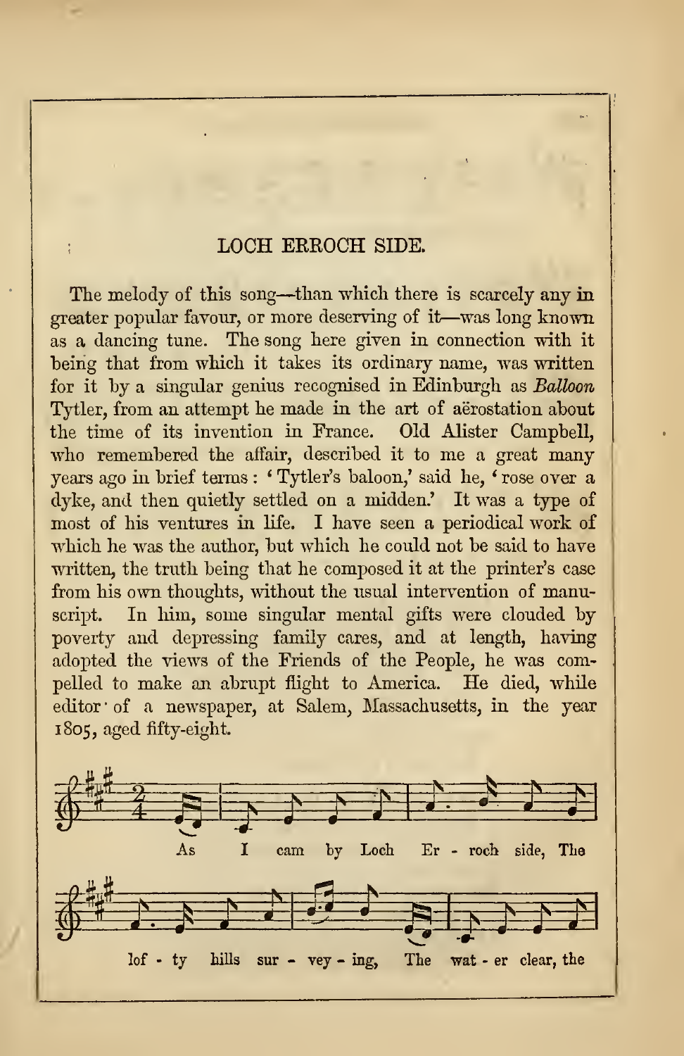## LOCH ERROCH SIDE.

The melody of this song—than which there is scarcely any in greater popular favour, or more deserving of it—was long known as a dancing tune. The song here given in connection with it being that from which it takes its ordinary name, was written for it by a singular genius recognised in Edinburgh as *Balloon* Tytler, from an attempt he made in the art of aërostation about the time of its invention in France. Old Alister Campbell, who remembered the affair, described it to me a great many years ago in brief terms: 'Tytler's baloon,' said he, 'rose over a dyke, and then quietly settled on a midden.' It was a type of most of his ventures in life. I have seen a periodical work of which he was the author, but which he could not be said to have written, the truth being that he composed it at the printer's case from his own thoughts, without the usual intervention of manuscript. In him, some singular mental gifts were clouded by poverty and depressing family cares, and at length, having adopted the views of the Friends of the People, he was compelled to make an abrupt flight to America. He died, while editor of a newspaper, at Salem, Massachusetts, in the year 1805, aged fifty-eight.

As I cam by Loch Er - roch side, The

lof - ty hills sur - vey - ing, The wat - er clear, the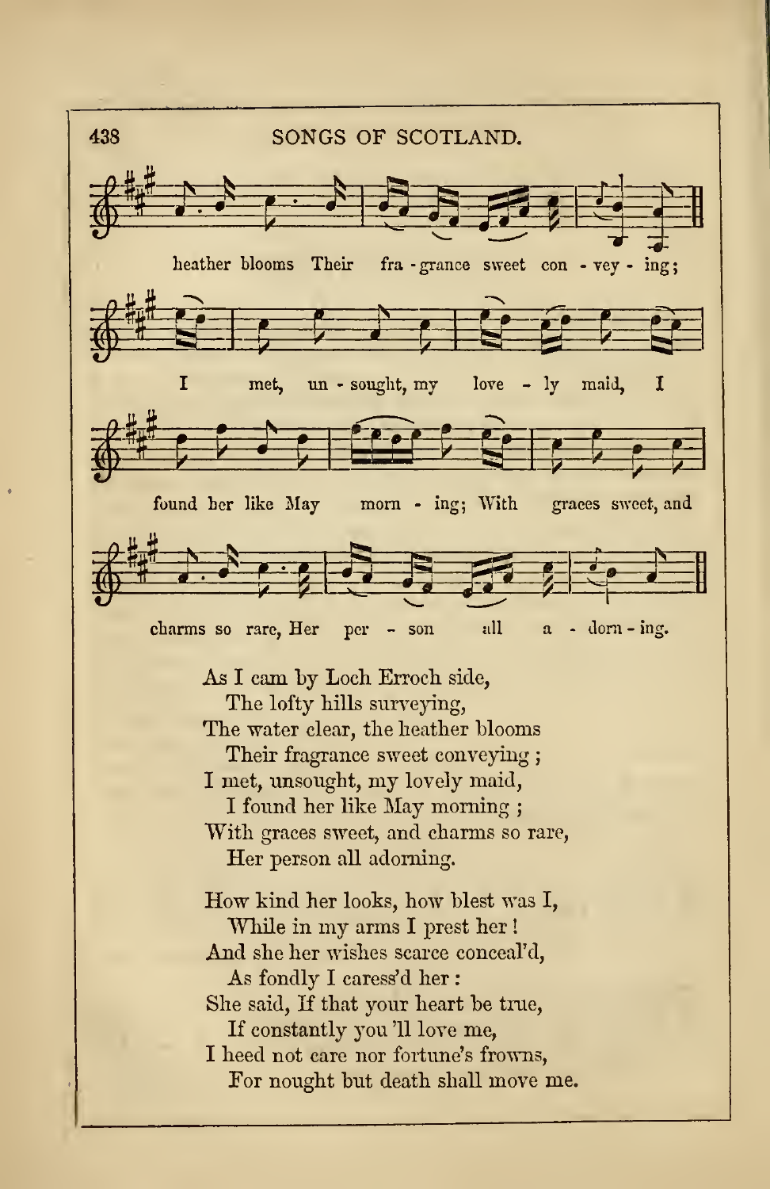heather blooms Their fra - grance sweet con - vey - ing;

I met, un - sought, my love - ly maid, I

found her like May morn - ing; With graces sweet, and

charms so rare, Her per - son all a - dorn - ing.

As I cam by Loch Erroch side,
The lofty hills surveying,
The water clear, the heather blooms
Their fragrance sweet conveying;
I met, unsought, my lovely maid,
I found her like May morning;
With graces sweet, and charms so rare,
Her person all adorning.

How kind her looks, how blest was I,
While in my arms I prest her!
And she her wishes scarce conceal'd,
As fondly I caress'd her:
She said, If that your heart be true,
If constantly you 'll love me,
I heed not care nor fortune's frowns,
For nought but death shall move me.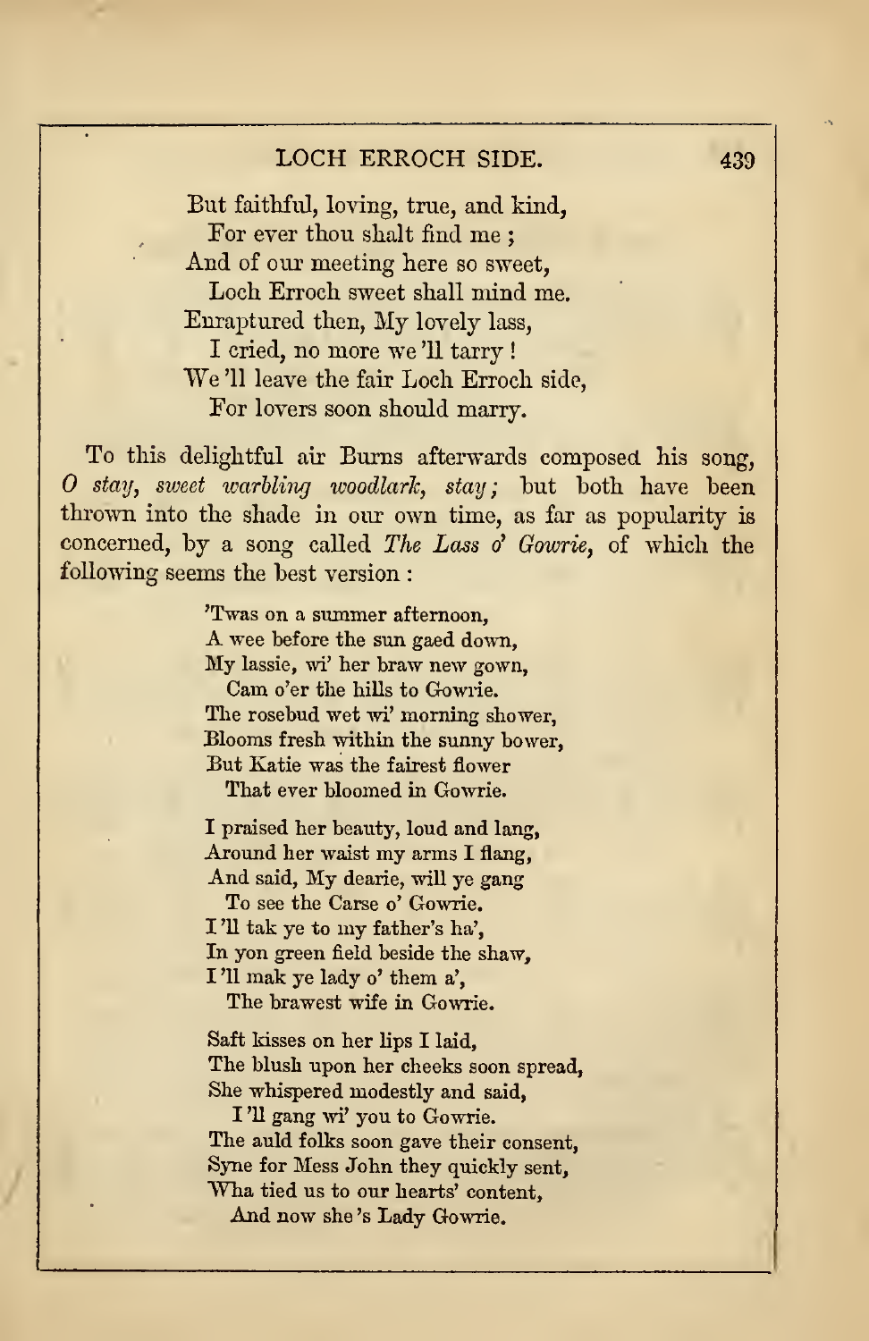But faithful, loving, true, and kind,
  For ever thou shalt find me ;
And of our meeting here so sweet,
  Loch Erroch sweet shall mind me.
Enraptured then, My lovely lass,
  I cried, no more we 'll tarry !
We 'll leave the fair Loch Erroch side,
  For lovers soon should marry.

To this delightful air Burns afterwards composed his song, *O stay, sweet warbling woodlark, stay;* but both have been thrown into the shade in our own time, as far as popularity is concerned, by a song called *The Lass o' Gowrie*, of which the following seems the best version :

'Twas on a summer afternoon,
A wee before the sun gaed down,
My lassie, wi' her braw new gown,
  Cam o'er the hills to Gowrie.
The rosebud wet wi' morning shower,
Blooms fresh within the sunny bower,
But Katie was the fairest flower
  That ever bloomed in Gowrie.

I praised her beauty, loud and lang,
Around her waist my arms I flang,
And said, My dearie, will ye gang
  To see the Carse o' Gowrie.
I 'll tak ye to my father's ha',
In yon green field beside the shaw,
I 'll mak ye lady o' them a',
  The brawest wife in Gowrie.

Saft kisses on her lips I laid,
The blush upon her cheeks soon spread,
She whispered modestly and said,
  I 'll gang wi' you to Gowrie.
The auld folks soon gave their consent,
Syne for Mess John they quickly sent,
Wha tied us to our hearts' content,
  And now she 's Lady Gowrie.